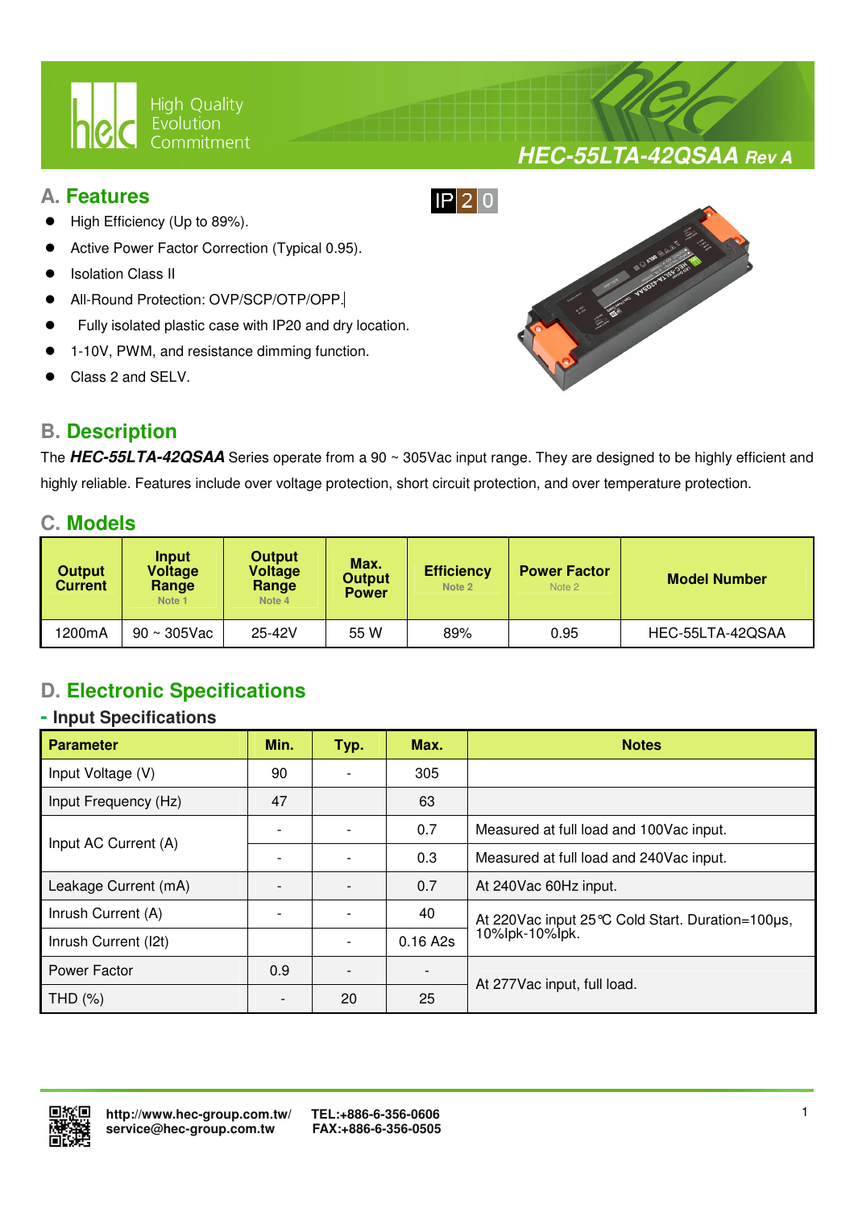# HEC-55LTA-42QSAA Rev A

## A. Features

IP20

- High Efficiency (Up to 89%).
- Active Power Factor Correction (Typical 0.95).
- Isolation Class II
- All-Round Protection: OVP/SCP/OTP/OPP.
- Fully isolated plastic case with IP20 and dry location.
- 1-10V, PWM, and resistance dimming function.
- Class 2 and SELV.

## B. Description

The ***HEC-55LTA-42QSAA*** Series operate from a 90 ~ 305Vac input range. They are designed to be highly efficient and highly reliable. Features include over voltage protection, short circuit protection, and over temperature protection.

## C. Models

| Output Current | Input Voltage Range Note 1 | Output Voltage Range Note 4 | Max. Output Power | Efficiency Note 2 | Power Factor Note 2 | Model Number |
|---|---|---|---|---|---|---|
| 1200mA | 90 ~ 305Vac | 25-42V | 55 W | 89% | 0.95 | HEC-55LTA-42QSAA |

## D. Electronic Specifications

### - Input Specifications

| Parameter | Min. | Typ. | Max. | Notes |
|---|---|---|---|---|
| Input Voltage (V) | 90 | - | 305 | |
| Input Frequency (Hz) | 47 | | 63 | |
| Input AC Current (A) | - | - | 0.7 | Measured at full load and 100Vac input. |
| | - | - | 0.3 | Measured at full load and 240Vac input. |
| Leakage Current (mA) | - | - | 0.7 | At 240Vac 60Hz input. |
| Inrush Current (A) | - | - | 40 | At 220Vac input 25℃ Cold Start. Duration=100μs, 10%Ipk-10%Ipk. |
| Inrush Current (I2t) | | - | 0.16 A2s | |
| Power Factor | 0.9 | - | - | At 277Vac input, full load. |
| THD (%) | - | 20 | 25 | |

http://www.hec-group.com.tw/ service@hec-group.com.tw TEL:+886-6-356-0606 FAX:+886-6-356-0505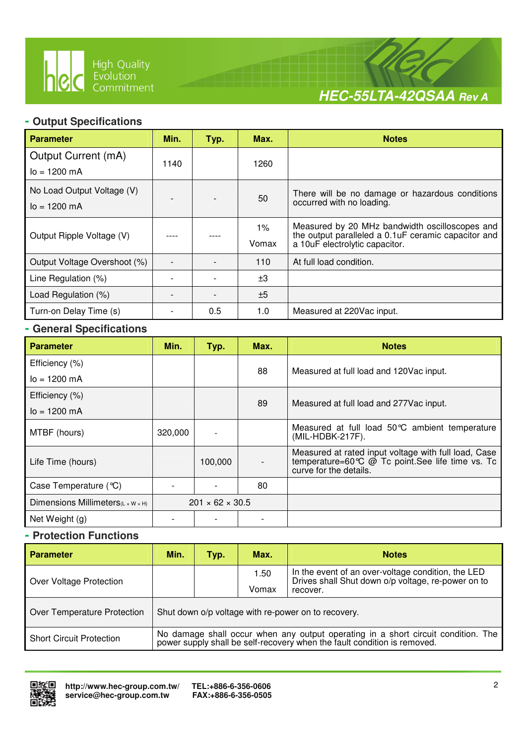## - Output Specifications

| Parameter | Min. | Typ. | Max. | Notes |
|---|---|---|---|---|
| Output Current (mA)<br>Io = 1200 mA | 1140 | | 1260 | |
| No Load Output Voltage (V)<br>Io = 1200 mA | - | - | 50 | There will be no damage or hazardous conditions occurred with no loading. |
| Output Ripple Voltage (V) | ---- | ---- | 1%<br>Vomax | Measured by 20 MHz bandwidth oscilloscopes and the output paralleled a 0.1uF ceramic capacitor and a 10uF electrolytic capacitor. |
| Output Voltage Overshoot (%) | - | - | 110 | At full load condition. |
| Line Regulation (%) | - | - | ±3 | |
| Load Regulation (%) | - | - | ±5 | |
| Turn-on Delay Time (s) | - | 0.5 | 1.0 | Measured at 220Vac input. |

## - General Specifications

| Parameter | Min. | Typ. | Max. | Notes |
|---|---|---|---|---|
| Efficiency (%)<br>Io = 1200 mA | | | 88 | Measured at full load and 120Vac input. |
| Efficiency (%)<br>Io = 1200 mA | | | 89 | Measured at full load and 277Vac input. |
| MTBF (hours) | 320,000 | - | | Measured at full load 50℃ ambient temperature (MIL-HDBK-217F). |
| Life Time (hours) | | 100,000 | - | Measured at rated input voltage with full load, Case temperature=60℃ @ Tc point.See life time vs. Tc curve for the details. |
| Case Temperature (℃) | - | - | 80 | |
| Dimensions Millimeters(L × W × H) | 201 × 62 × 30.5 | | | |
| Net Weight (g) | - | - | - | |

## - Protection Functions

| Parameter | Min. | Typ. | Max. | Notes |
|---|---|---|---|---|
| Over Voltage Protection | | | 1.50<br>Vomax | In the event of an over-voltage condition, the LED Drives shall Shut down o/p voltage, re-power on to recover. |
| Over Temperature Protection | Shut down o/p voltage with re-power on to recovery. | | | |
| Short Circuit Protection | No damage shall occur when any output operating in a short circuit condition. The power supply shall be self-recovery when the fault condition is removed. | | | |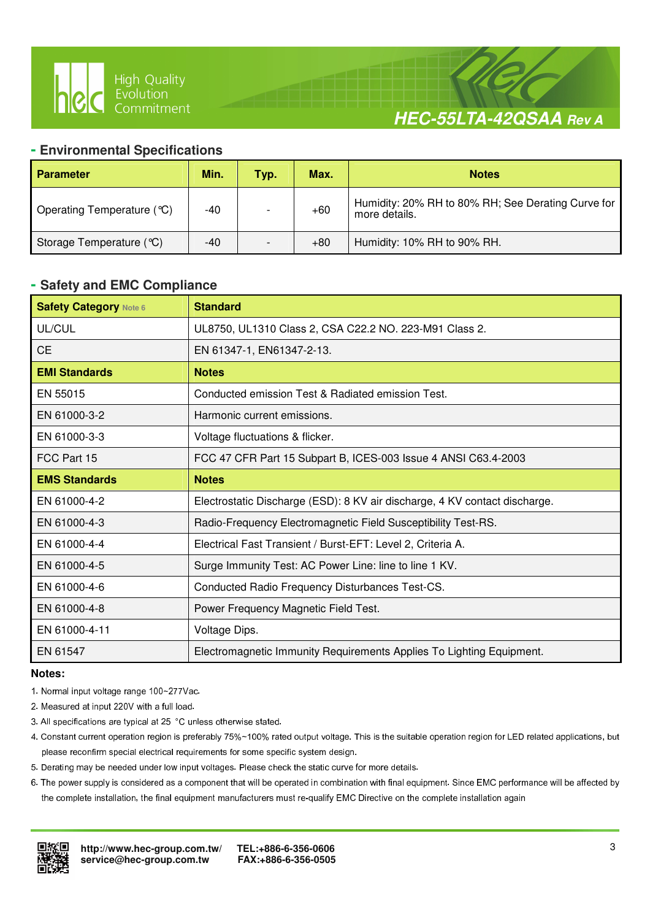## - Environmental Specifications

| Parameter | Min. | Typ. | Max. | Notes |
|---|---|---|---|---|
| Operating Temperature (℃) | -40 | - | +60 | Humidity: 20% RH to 80% RH; See Derating Curve for more details. |
| Storage Temperature (℃) | -40 | - | +80 | Humidity: 10% RH to 90% RH. |

## - Safety and EMC Compliance

| Safety Category Note 6 | Standard |
|---|---|
| UL/CUL | UL8750, UL1310 Class 2, CSA C22.2 NO. 223-M91 Class 2. |
| CE | EN 61347-1, EN61347-2-13. |
| **EMI Standards** | **Notes** |
| EN 55015 | Conducted emission Test & Radiated emission Test. |
| EN 61000-3-2 | Harmonic current emissions. |
| EN 61000-3-3 | Voltage fluctuations & flicker. |
| FCC Part 15 | FCC 47 CFR Part 15 Subpart B, ICES-003 Issue 4 ANSI C63.4-2003 |
| **EMS Standards** | **Notes** |
| EN 61000-4-2 | Electrostatic Discharge (ESD): 8 KV air discharge, 4 KV contact discharge. |
| EN 61000-4-3 | Radio-Frequency Electromagnetic Field Susceptibility Test-RS. |
| EN 61000-4-4 | Electrical Fast Transient / Burst-EFT: Level 2, Criteria A. |
| EN 61000-4-5 | Surge Immunity Test: AC Power Line: line to line 1 KV. |
| EN 61000-4-6 | Conducted Radio Frequency Disturbances Test-CS. |
| EN 61000-4-8 | Power Frequency Magnetic Field Test. |
| EN 61000-4-11 | Voltage Dips. |
| EN 61547 | Electromagnetic Immunity Requirements Applies To Lighting Equipment. |

**Notes:**

1. Normal input voltage range 100~277Vac.
2. Measured at input 220V with a full load.
3. All specifications are typical at 25 °C unless otherwise stated.
4. Constant current operation region is preferably 75%~100% rated output voltage. This is the suitable operation region for LED related applications, but please reconfirm special electrical requirements for some specific system design.
5. Derating may be needed under low input voltages. Please check the static curve for more details.
6. The power supply is considered as a component that will be operated in combination with final equipment. Since EMC performance will be affected by the complete installation, the final equipment manufacturers must re-qualify EMC Directive on the complete installation again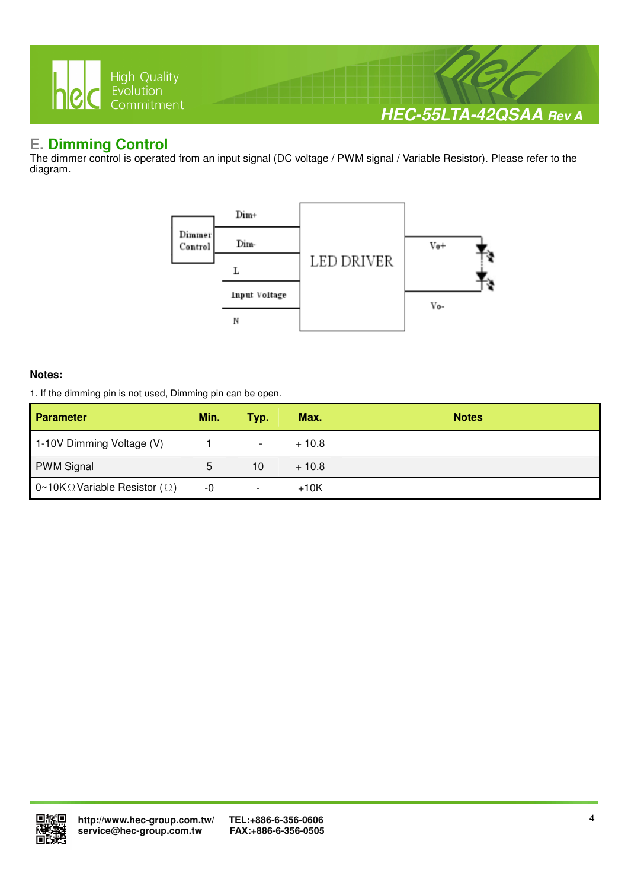## E. Dimming Control

The dimmer control is operated from an input signal (DC voltage / PWM signal / Variable Resistor). Please refer to the diagram.

**Notes:**

1. If the dimming pin is not used, Dimming pin can be open.

| Parameter | Min. | Typ. | Max. | Notes |
|---|---|---|---|---|
| 1-10V Dimming Voltage (V) | 1 | - | + 10.8 | |
| PWM Signal | 5 | 10 | + 10.8 | |
| 0~10KΩ Variable Resistor (Ω) | -0 | - | +10K | |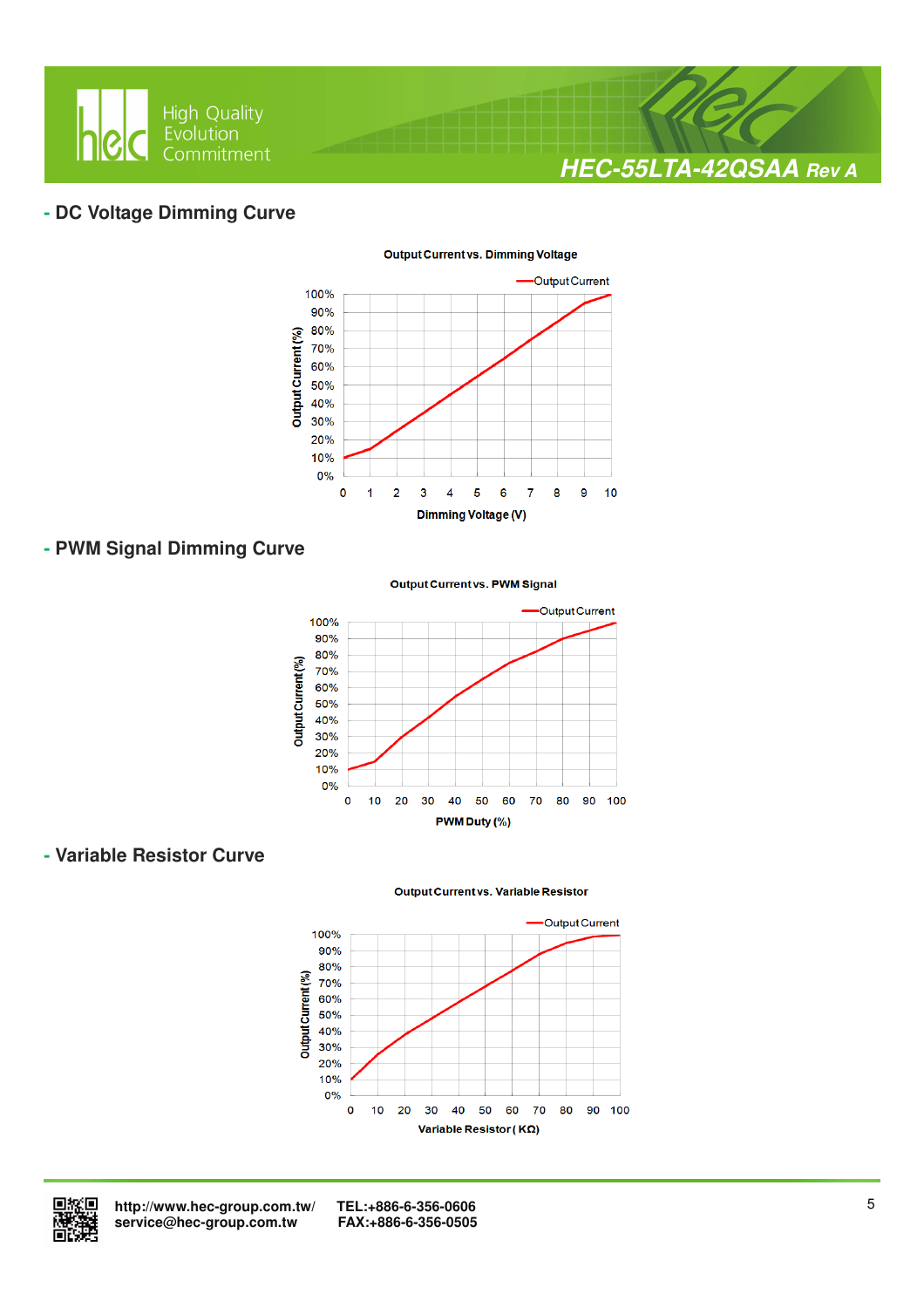## - DC Voltage Dimming Curve

Output Current vs. Dimming Voltage

Output Current

Output Current (%)

Dimming Voltage (V)

## - PWM Signal Dimming Curve

Output Current vs. PWM Signal

Output Current

Output Current (%)

PWM Duty (%)

## - Variable Resistor Curve

Output Current vs. Variable Resistor

Output Current

Output Current (%)

Variable Resistor ( KΩ)

http://www.hec-group.com.tw/ TEL:+886-6-356-0606
service@hec-group.com.tw FAX:+886-6-356-0505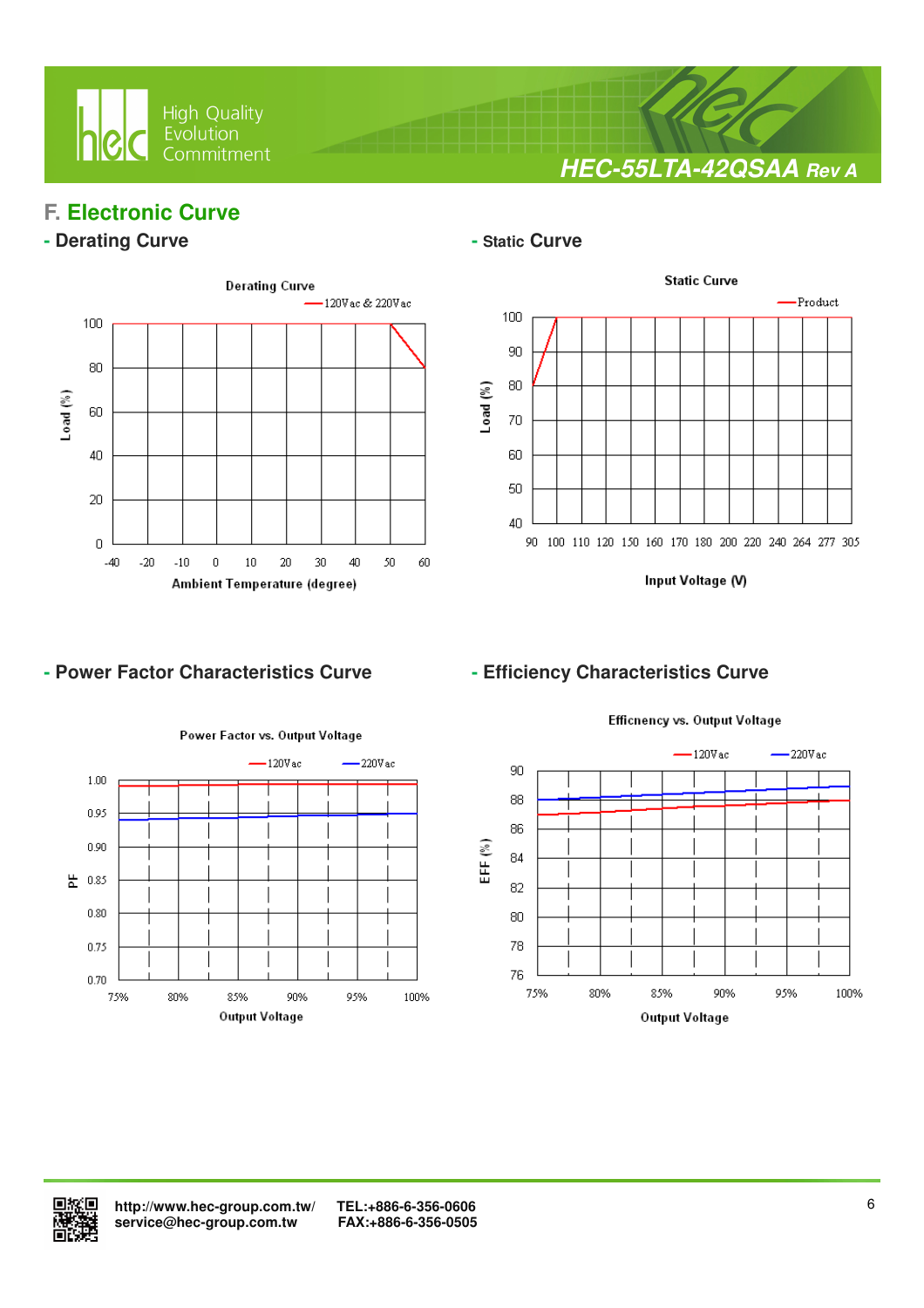## F. Electronic Curve

### - Derating Curve

Derating Curve

120Vac & 220Vac

Load (%)

Ambient Temperature (degree)

### - Static Curve

Static Curve

Product

Load (%)

Input Voltage (V)

### - Power Factor Characteristics Curve

Power Factor vs. Output Voltage

120Vac 220Vac

PF

Output Voltage

### - Efficiency Characteristics Curve

Efficnency vs. Output Voltage

120Vac 220Vac

EFF (%)

Output Voltage

http://www.hec-group.com.tw/ TEL:+886-6-356-0606
service@hec-group.com.tw FAX:+886-6-356-0505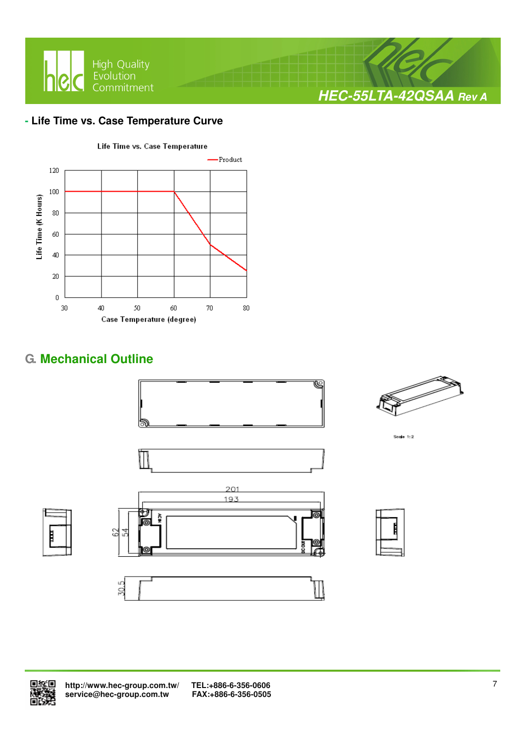## - Life Time vs. Case Temperature Curve

## G. Mechanical Outline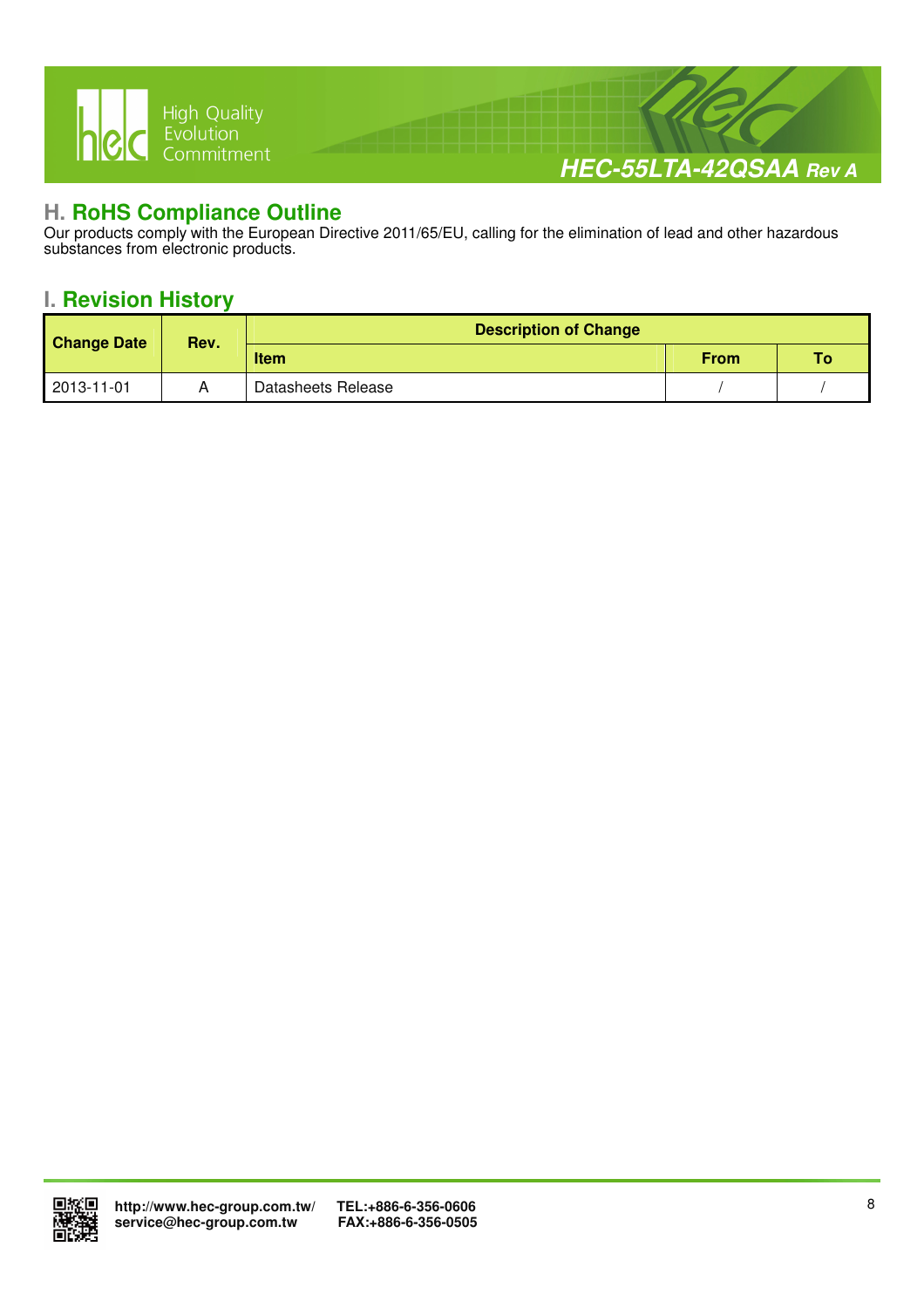## H. RoHS Compliance Outline

Our products comply with the European Directive 2011/65/EU, calling for the elimination of lead and other hazardous substances from electronic products.

## I. Revision History

| Change Date | Rev. | Description of Change | | |
|---|---|---|---|---|
| | | **Item** | **From** | **To** |
| 2013-11-01 | A | Datasheets Release | / | / |